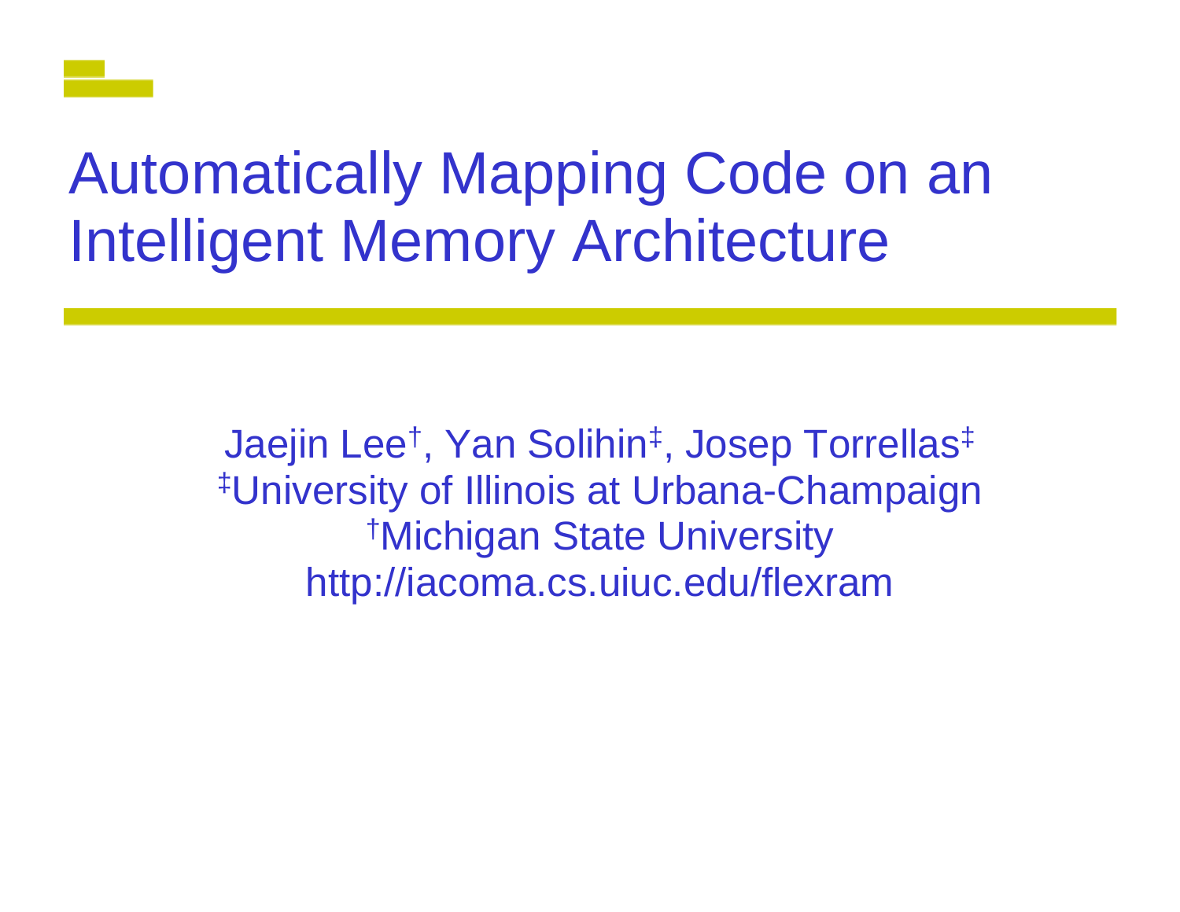# Automatically Mapping Code on an Intelligent Memory Architecture

Jaejin Lee[†], Yan Solihin[‡], Josep Torrellas[‡]

[‡]University of Illinois at Urbana-Champaign

[†]Michigan State University

http://iacoma.cs.uiuc.edu/flexram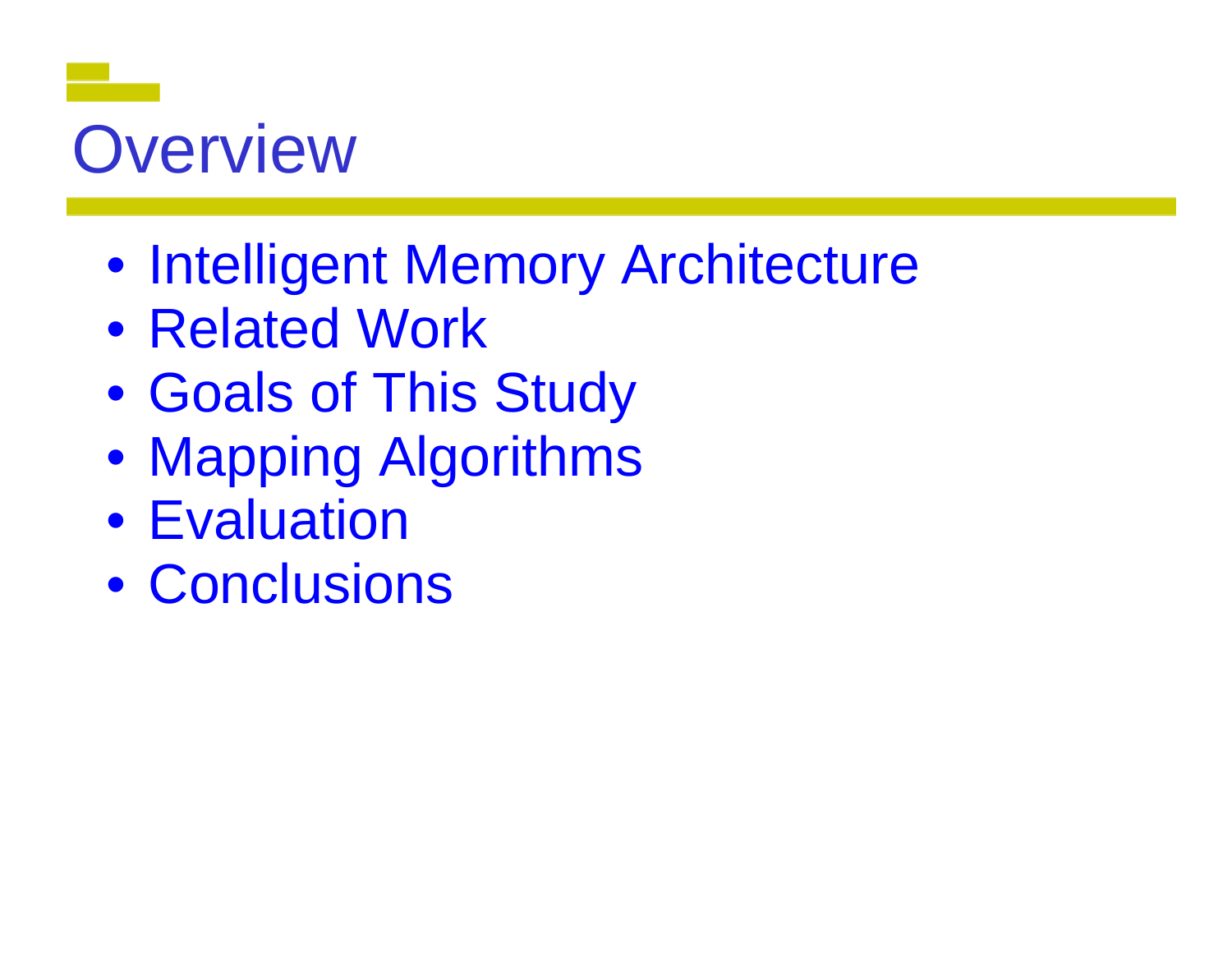# Overview

- Intelligent Memory Architecture
- Related Work
- Goals of This Study
- Mapping Algorithms
- Evaluation
- Conclusions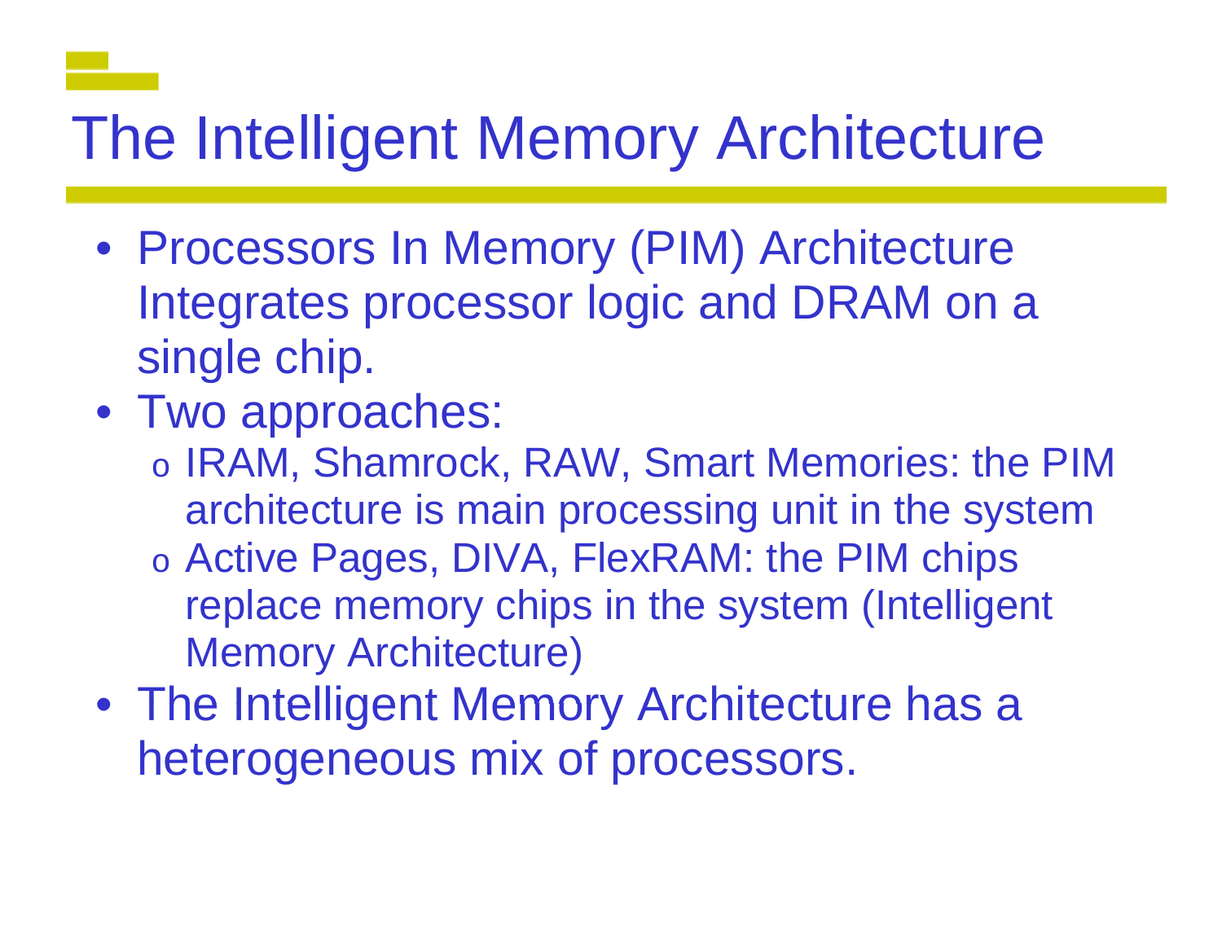# The Intelligent Memory Architecture

- Processors In Memory (PIM) Architecture Integrates processor logic and DRAM on a single chip.
- Two approaches:
  - IRAM, Shamrock, RAW, Smart Memories: the PIM architecture is main processing unit in the system
  - Active Pages, DIVA, FlexRAM: the PIM chips replace memory chips in the system (Intelligent Memory Architecture)
- The Intelligent Memory Architecture has a heterogeneous mix of processors.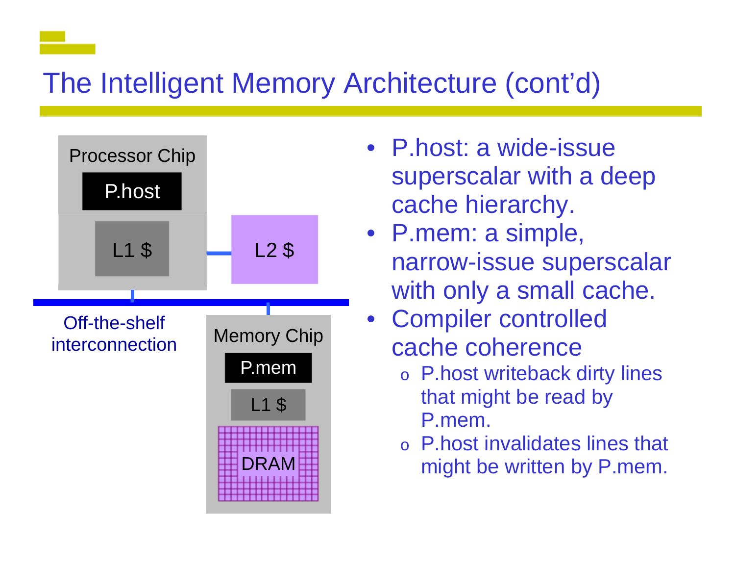# The Intelligent Memory Architecture (cont'd)

Processor Chip

P.host

L1 $

L2 $

Off-the-shelf interconnection

Memory Chip

P.mem

L1 $

DRAM

- P.host: a wide-issue superscalar with a deep cache hierarchy.
- P.mem: a simple, narrow-issue superscalar with only a small cache.
- Compiler controlled cache coherence
  - P.host writeback dirty lines that might be read by P.mem.
  - P.host invalidates lines that might be written by P.mem.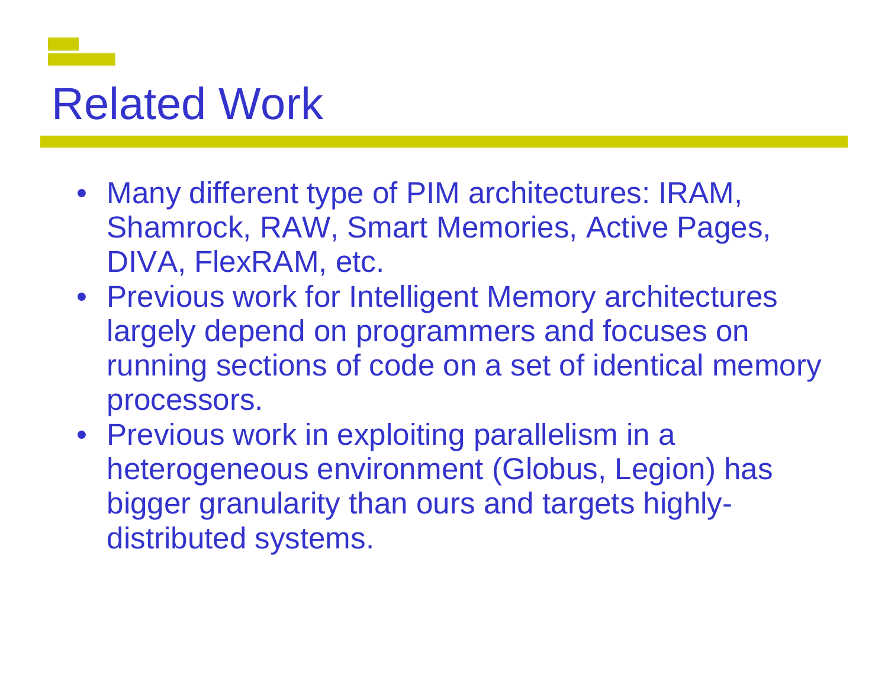# Related Work

- Many different type of PIM architectures: IRAM, Shamrock, RAW, Smart Memories, Active Pages, DIVA, FlexRAM, etc.
- Previous work for Intelligent Memory architectures largely depend on programmers and focuses on running sections of code on a set of identical memory processors.
- Previous work in exploiting parallelism in a heterogeneous environment (Globus, Legion) has bigger granularity than ours and targets highly-distributed systems.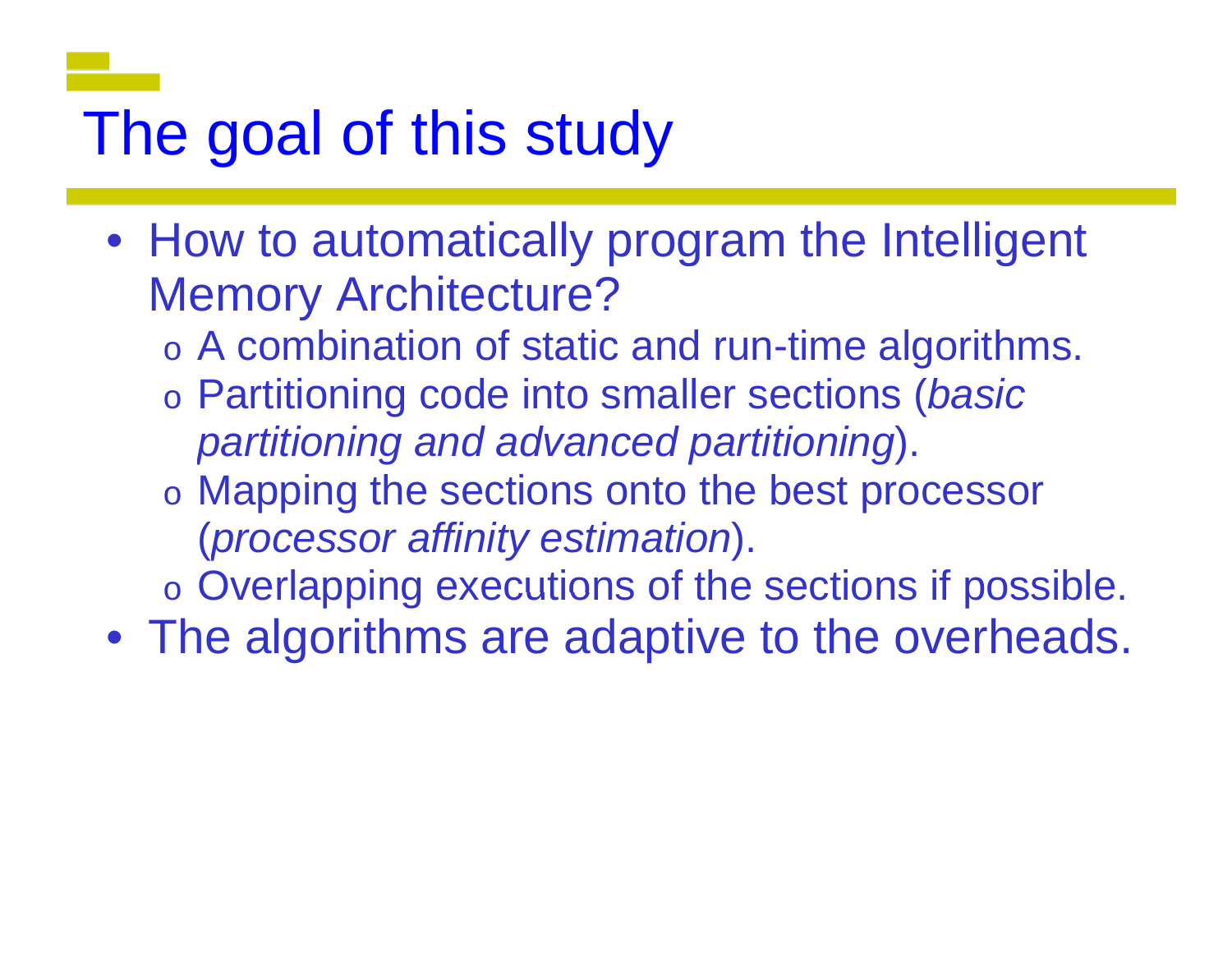# The goal of this study

- How to automatically program the Intelligent Memory Architecture?
  - A combination of static and run-time algorithms.
  - Partitioning code into smaller sections (*basic partitioning and advanced partitioning*).
  - Mapping the sections onto the best processor (*processor affinity estimation*).
  - Overlapping executions of the sections if possible.
- The algorithms are adaptive to the overheads.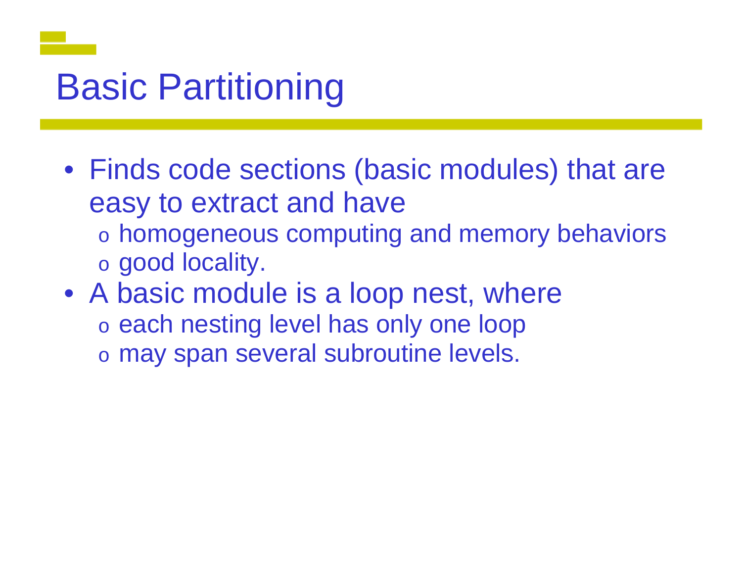# Basic Partitioning

- Finds code sections (basic modules) that are easy to extract and have
  - homogeneous computing and memory behaviors
  - good locality.
- A basic module is a loop nest, where
  - each nesting level has only one loop
  - may span several subroutine levels.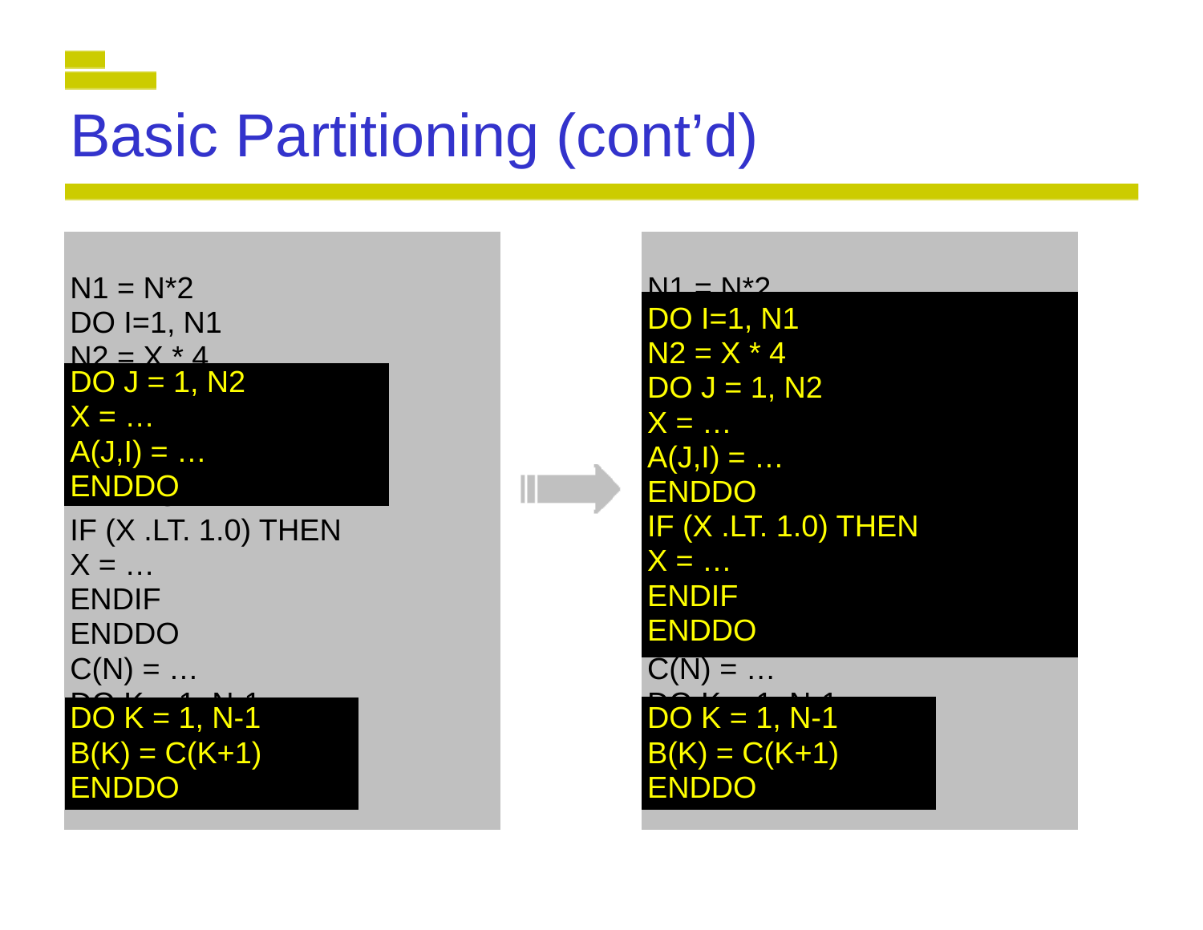# Basic Partitioning (cont'd)

```
N1 = N*2
DO I=1, N1
N2 = X * 4
DO J = 1, N2
X = …
A(J,I) = …
ENDDO
IF (X .LT. 1.0) THEN
X = …
ENDIF
ENDDO
C(N) = …
DO K = 1, N-1
B(K) = C(K+1)
ENDDO
```

```
N1 = N*2
DO I=1, N1
N2 = X * 4
DO J = 1, N2
X = …
A(J,I) = …
ENDDO
IF (X .LT. 1.0) THEN
X = …
ENDIF
ENDDO
C(N) = …
DO K = 1, N-1
B(K) = C(K+1)
ENDDO
```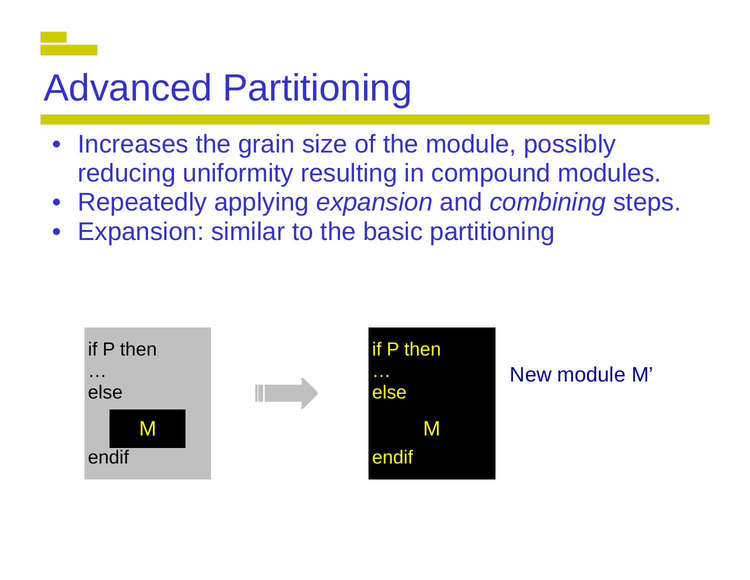# Advanced Partitioning

- Increases the grain size of the module, possibly reducing uniformity resulting in compound modules.
- Repeatedly applying *expansion* and *combining* steps.
- Expansion: similar to the basic partitioning

```
if P then
…
else
    M
endif
```

→

```
if P then
…
else
    M
endif
```

New module M’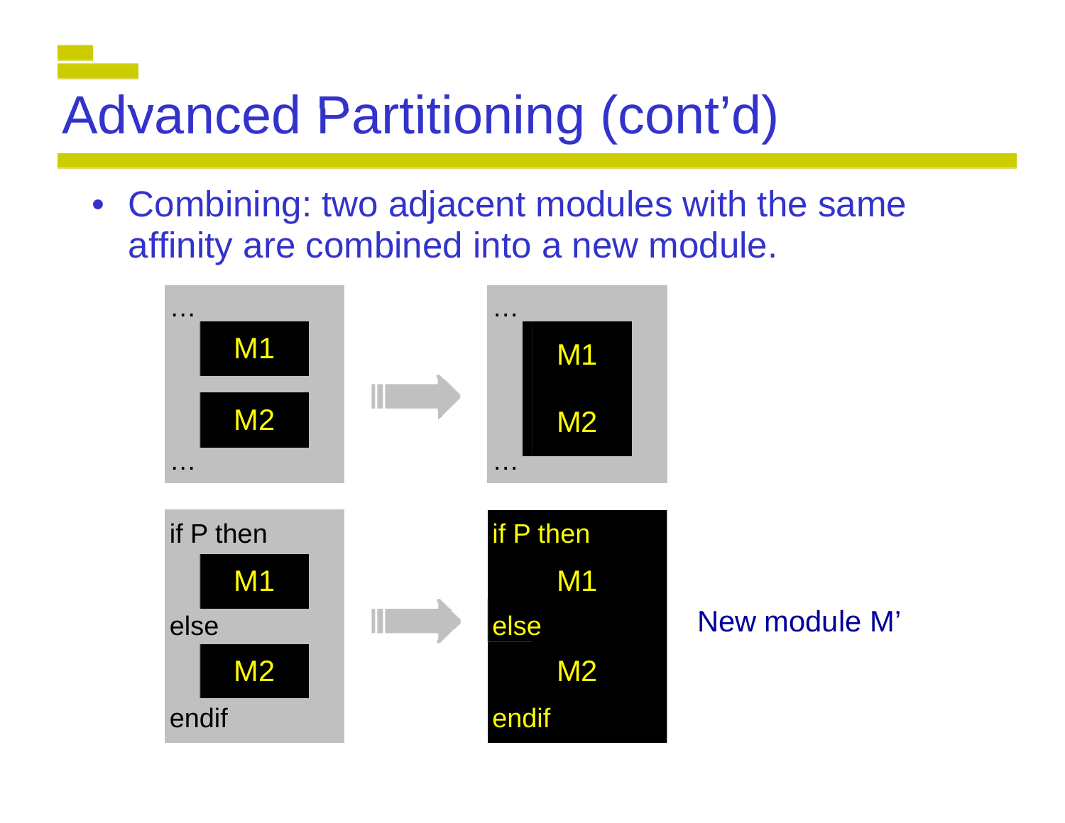# Advanced Partitioning (cont'd)

- Combining: two adjacent modules with the same affinity are combined into a new module.

```
…                          …
    M1                         M1
            ==>
    M2                         M2
…                          …
```

```
if P then                  if P then
    M1                         M1
else         ==>           else
    M2                         M2
endif                      endif
```

New module M'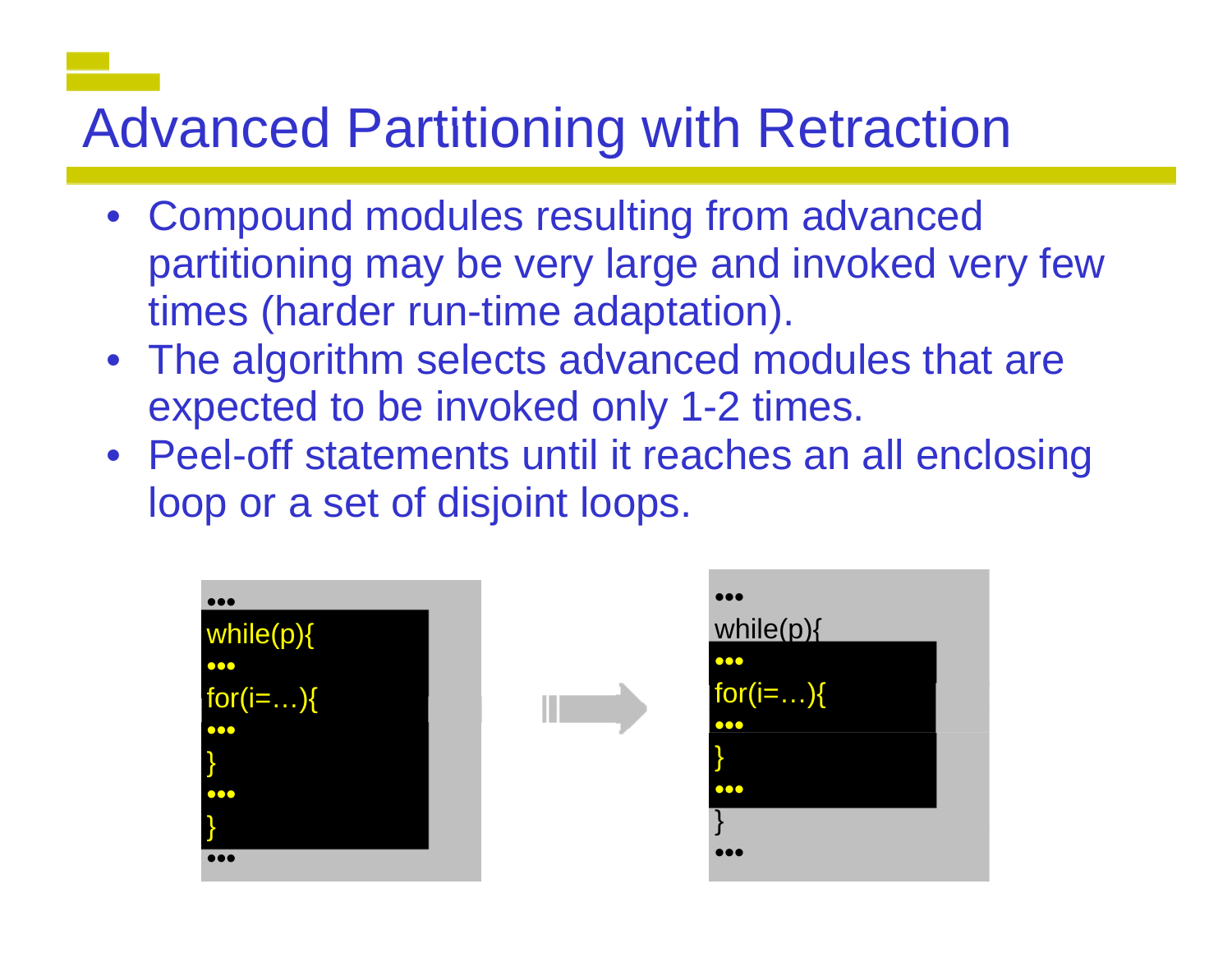# Advanced Partitioning with Retraction

- Compound modules resulting from advanced partitioning may be very large and invoked very few times (harder run-time adaptation).
- The algorithm selects advanced modules that are expected to be invoked only 1-2 times.
- Peel-off statements until it reaches an all enclosing loop or a set of disjoint loops.

```
•••
while(p){
•••
for(i=…){
•••
}
•••
}
•••
```

```
•••
while(p){
•••
for(i=…){
•••
}
•••
}
•••
```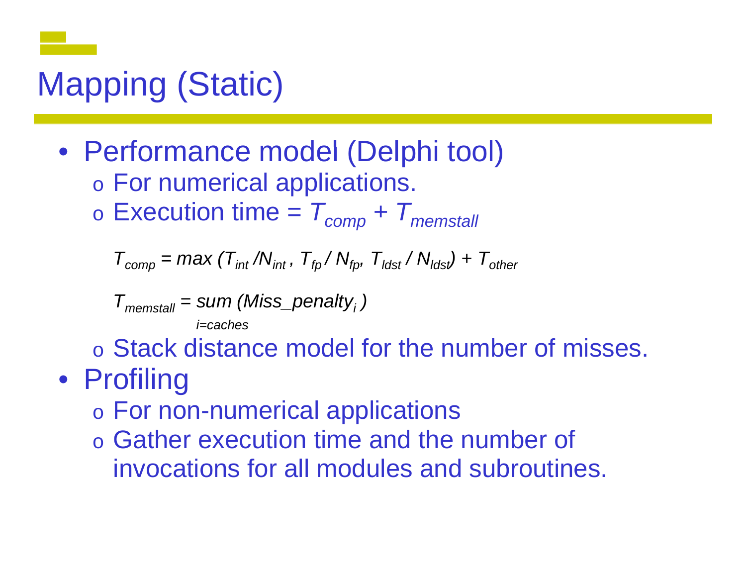# Mapping (Static)

- Performance model (Delphi tool)
  - For numerical applications.
  - Execution time = $T_{comp} + T_{memstall}$

    $$T_{comp} = max\,(T_{int} / N_{int}, T_{fp} / N_{fp}, T_{ldst} / N_{ldst}) + T_{other}$$

    $$T_{memstall} = \underset{i=caches}{sum}\,(Miss\_penalty_i)$$

  - Stack distance model for the number of misses.
- Profiling
  - For non-numerical applications
  - Gather execution time and the number of invocations for all modules and subroutines.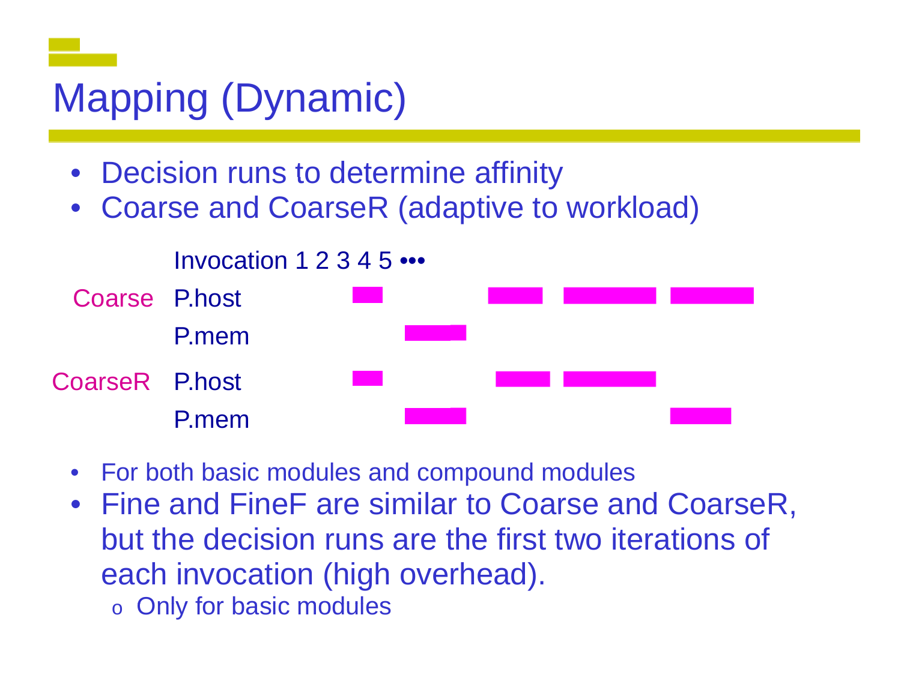# Mapping (Dynamic)

- Decision runs to determine affinity
- Coarse and CoarseR (adaptive to workload)

Invocation 1 2 3 4 5 •••

Coarse P.host

P.mem

CoarseR P.host

P.mem

- For both basic modules and compound modules
- Fine and FineF are similar to Coarse and CoarseR, but the decision runs are the first two iterations of each invocation (high overhead).
  - Only for basic modules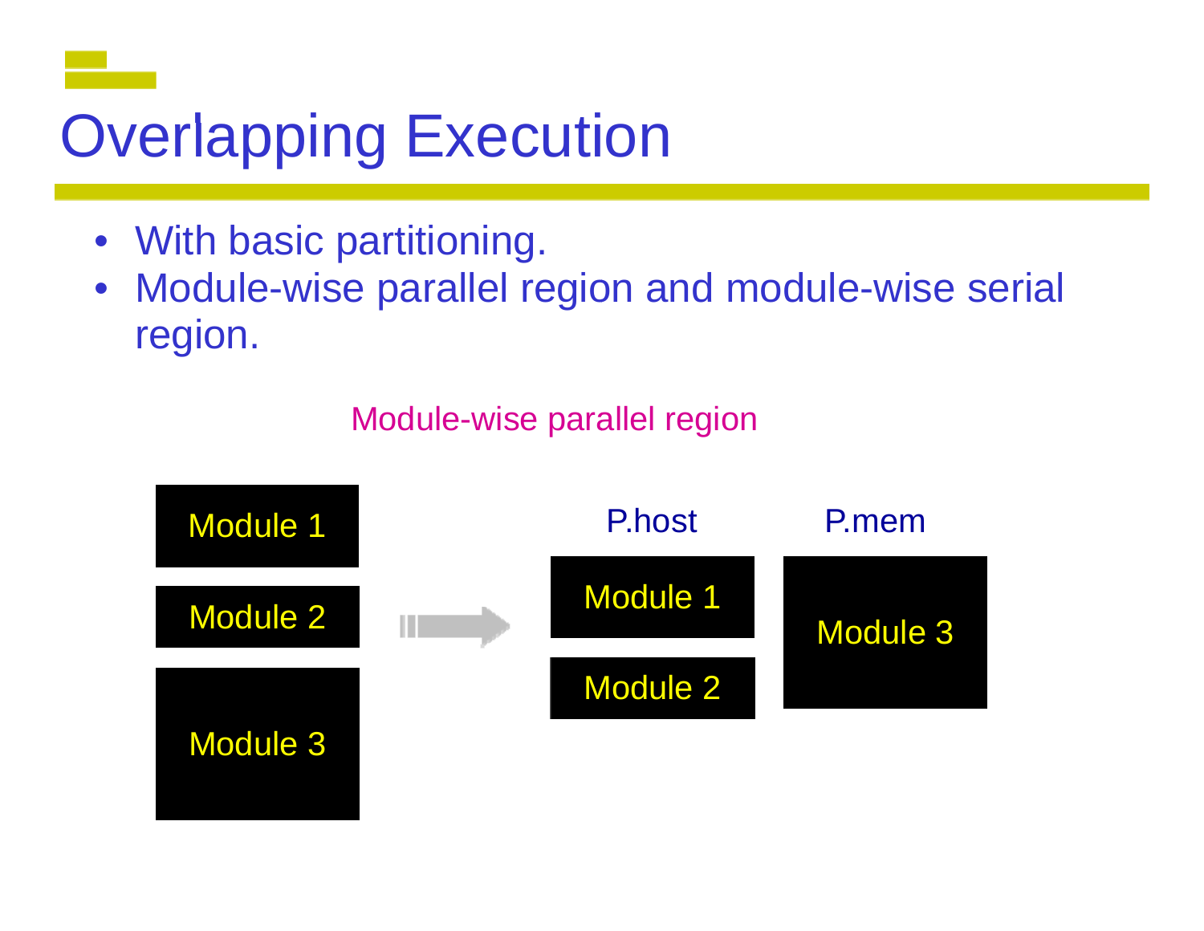# Overlapping Execution

- With basic partitioning.
- Module-wise parallel region and module-wise serial region.

Module-wise parallel region

Module 1

Module 2

Module 3

P.host

Module 1

Module 2

P.mem

Module 3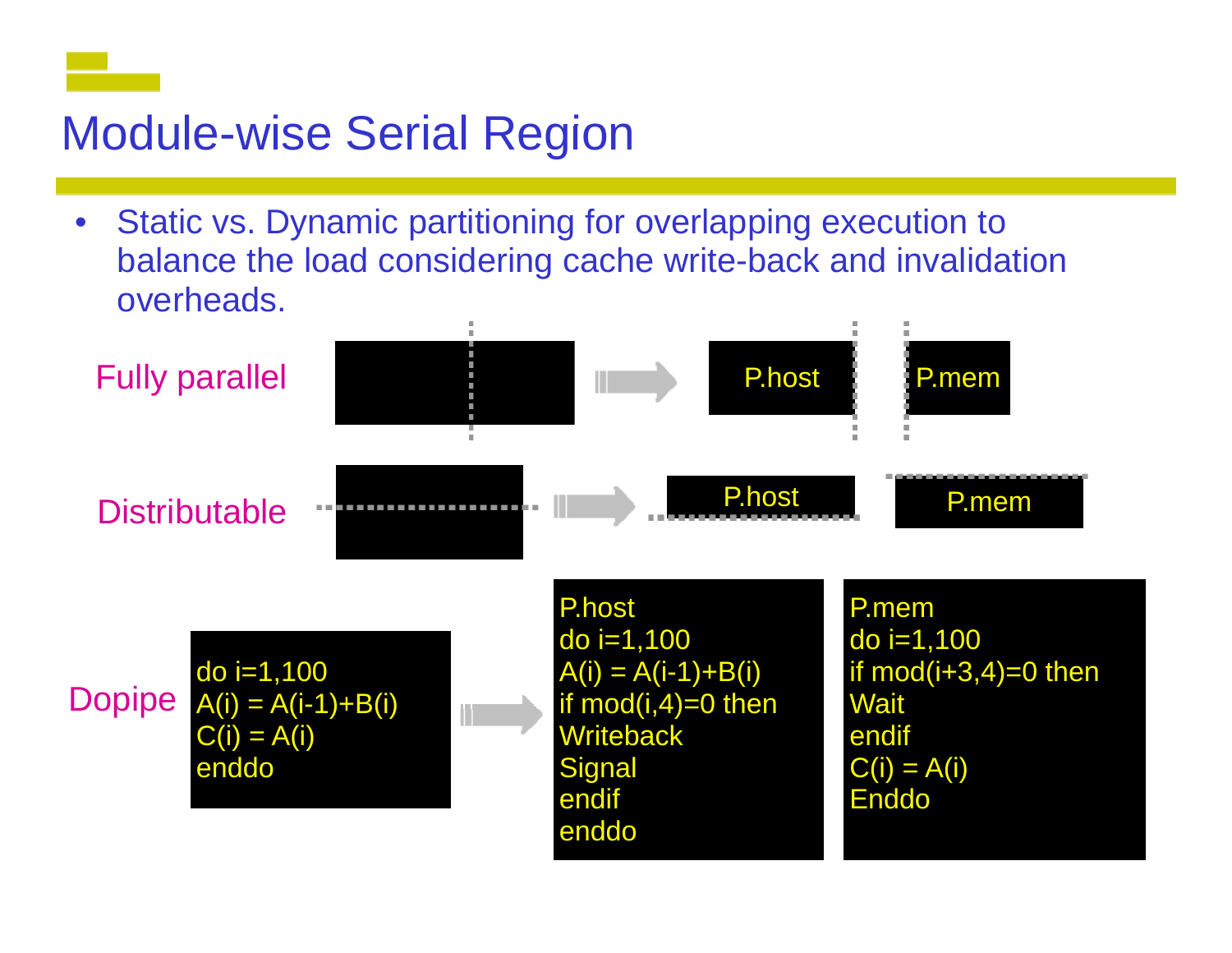# Module-wise Serial Region

- Static vs. Dynamic partitioning for overlapping execution to balance the load considering cache write-back and invalidation overheads.

Fully parallel → P.host | P.mem

Distributable → P.host | P.mem

Dopipe

```
do i=1,100
A(i) = A(i-1)+B(i)
C(i) = A(i)
enddo
```

→

```
P.host
do i=1,100
A(i) = A(i-1)+B(i)
if mod(i,4)=0 then
Writeback
Signal
endif
enddo
```

```
P.mem
do i=1,100
if mod(i+3,4)=0 then
Wait
endif
C(i) = A(i)
Enddo
```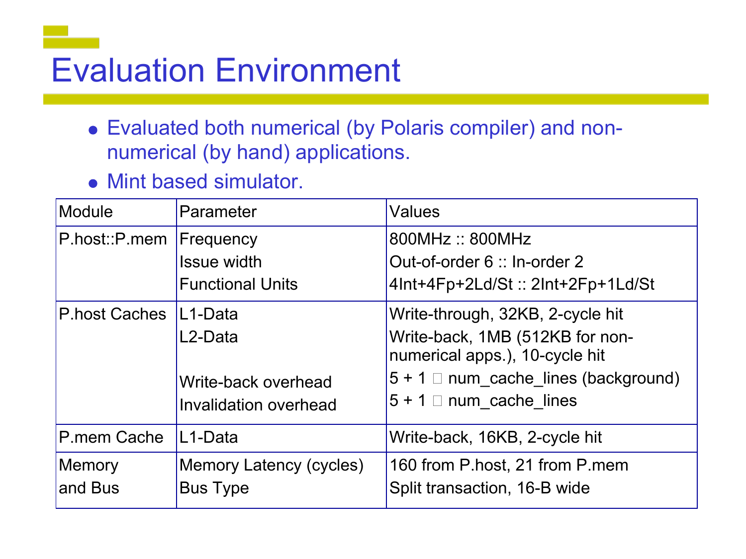# Evaluation Environment

- Evaluated both numerical (by Polaris compiler) and non-numerical (by hand) applications.
- Mint based simulator.

| Module | Parameter | Values |
|---|---|---|
| P.host::P.mem | Frequency<br>Issue width<br>Functional Units | 800MHz :: 800MHz<br>Out-of-order 6 :: In-order 2<br>4Int+4Fp+2Ld/St :: 2Int+2Fp+1Ld/St |
| P.host Caches | L1-Data<br>L2-Data<br><br>Write-back overhead<br>Invalidation overhead | Write-through, 32KB, 2-cycle hit<br>Write-back, 1MB (512KB for non-numerical apps.), 10-cycle hit<br>5 + 1 $\times$ num_cache_lines (background)<br>5 + 1 $\times$ num_cache_lines |
| P.mem Cache | L1-Data | Write-back, 16KB, 2-cycle hit |
| Memory and Bus | Memory Latency (cycles)<br>Bus Type | 160 from P.host, 21 from P.mem<br>Split transaction, 16-B wide |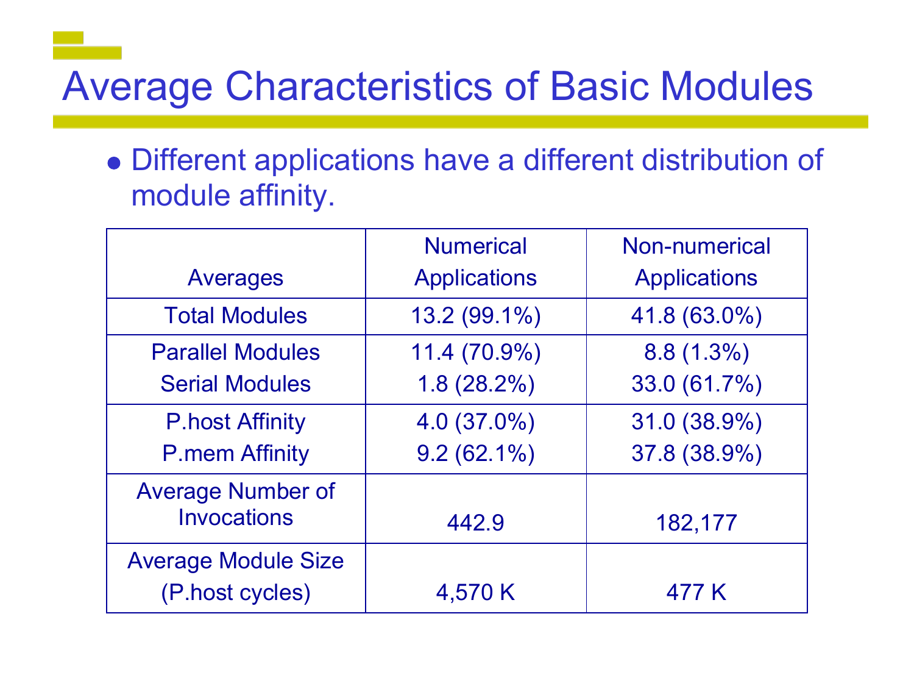# Average Characteristics of Basic Modules

- Different applications have a different distribution of module affinity.

| Averages | Numerical Applications | Non-numerical Applications |
|---|---|---|
| Total Modules | 13.2 (99.1%) | 41.8 (63.0%) |
| Parallel Modules<br>Serial Modules | 11.4 (70.9%)<br>1.8 (28.2%) | 8.8 (1.3%)<br>33.0 (61.7%) |
| P.host Affinity<br>P.mem Affinity | 4.0 (37.0%)<br>9.2 (62.1%) | 31.0 (38.9%)<br>37.8 (38.9%) |
| Average Number of Invocations | 442.9 | 182,177 |
| Average Module Size (P.host cycles) | 4,570 K | 477 K |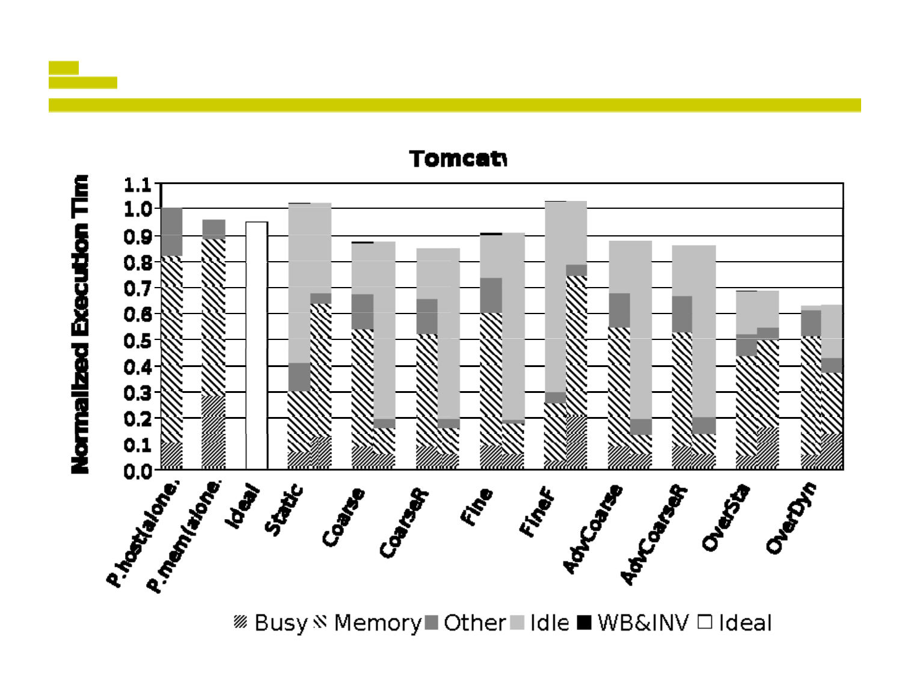**Tomcatv**

Normalized Execution Time

1.1
1.0
0.9
0.8
0.7
0.6
0.5
0.4
0.3
0.2
0.1
0.0

P.host(alone.
P.mem(alone.
Ideal
Static
Coarse
CoarseR
Fine
FineF
AdvCoarse
AdvCoarseR
OverSta
OverDyn

Busy Memory Other Idle WB&INV Ideal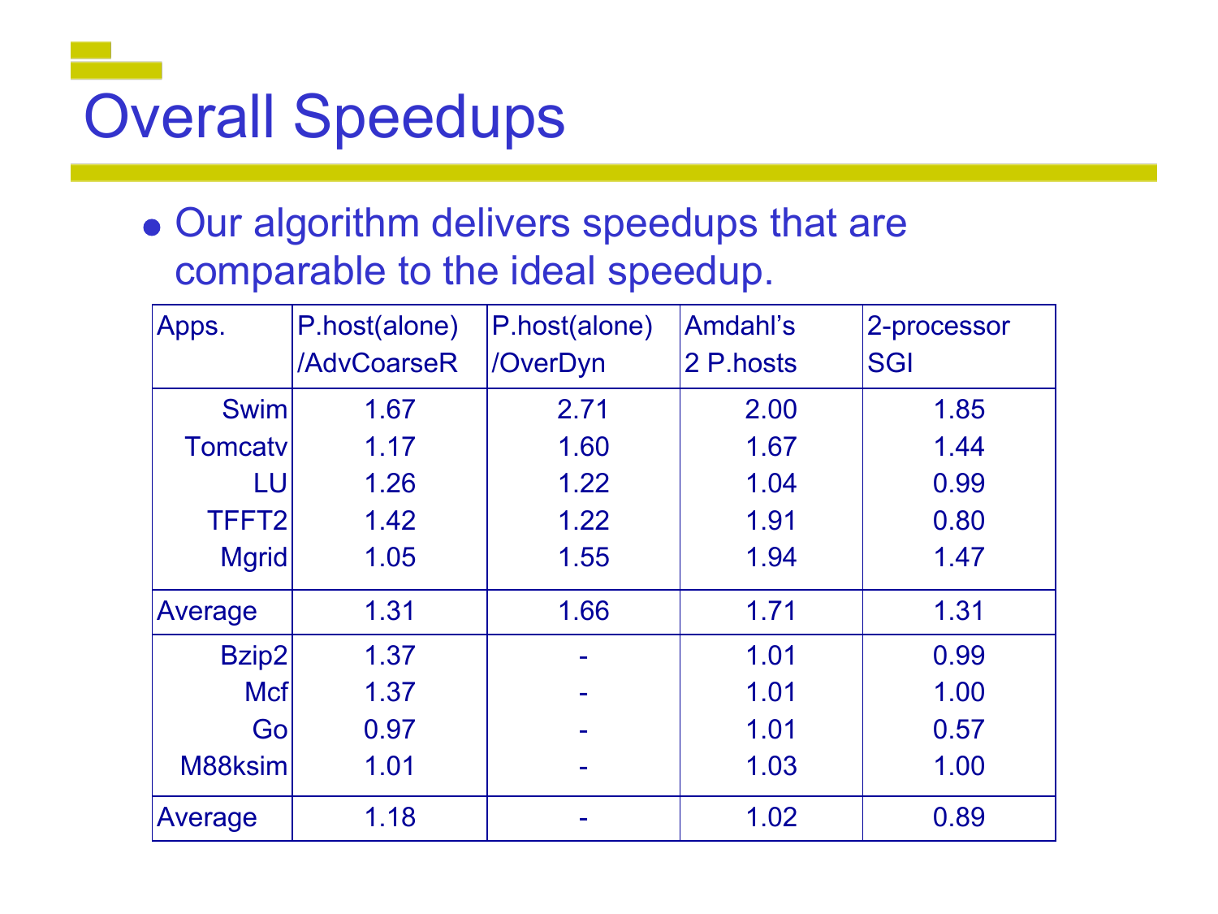# Overall Speedups

- Our algorithm delivers speedups that are comparable to the ideal speedup.

| Apps. | P.host(alone) /AdvCoarseR | P.host(alone) /OverDyn | Amdahl's 2 P.hosts | 2-processor SGI |
|---|---|---|---|---|
| Swim | 1.67 | 2.71 | 2.00 | 1.85 |
| Tomcatv | 1.17 | 1.60 | 1.67 | 1.44 |
| LU | 1.26 | 1.22 | 1.04 | 0.99 |
| TFFT2 | 1.42 | 1.22 | 1.91 | 0.80 |
| Mgrid | 1.05 | 1.55 | 1.94 | 1.47 |
| Average | 1.31 | 1.66 | 1.71 | 1.31 |
| Bzip2 | 1.37 | - | 1.01 | 0.99 |
| Mcf | 1.37 | - | 1.01 | 1.00 |
| Go | 0.97 | - | 1.01 | 0.57 |
| M88ksim | 1.01 | - | 1.03 | 1.00 |
| Average | 1.18 | - | 1.02 | 0.89 |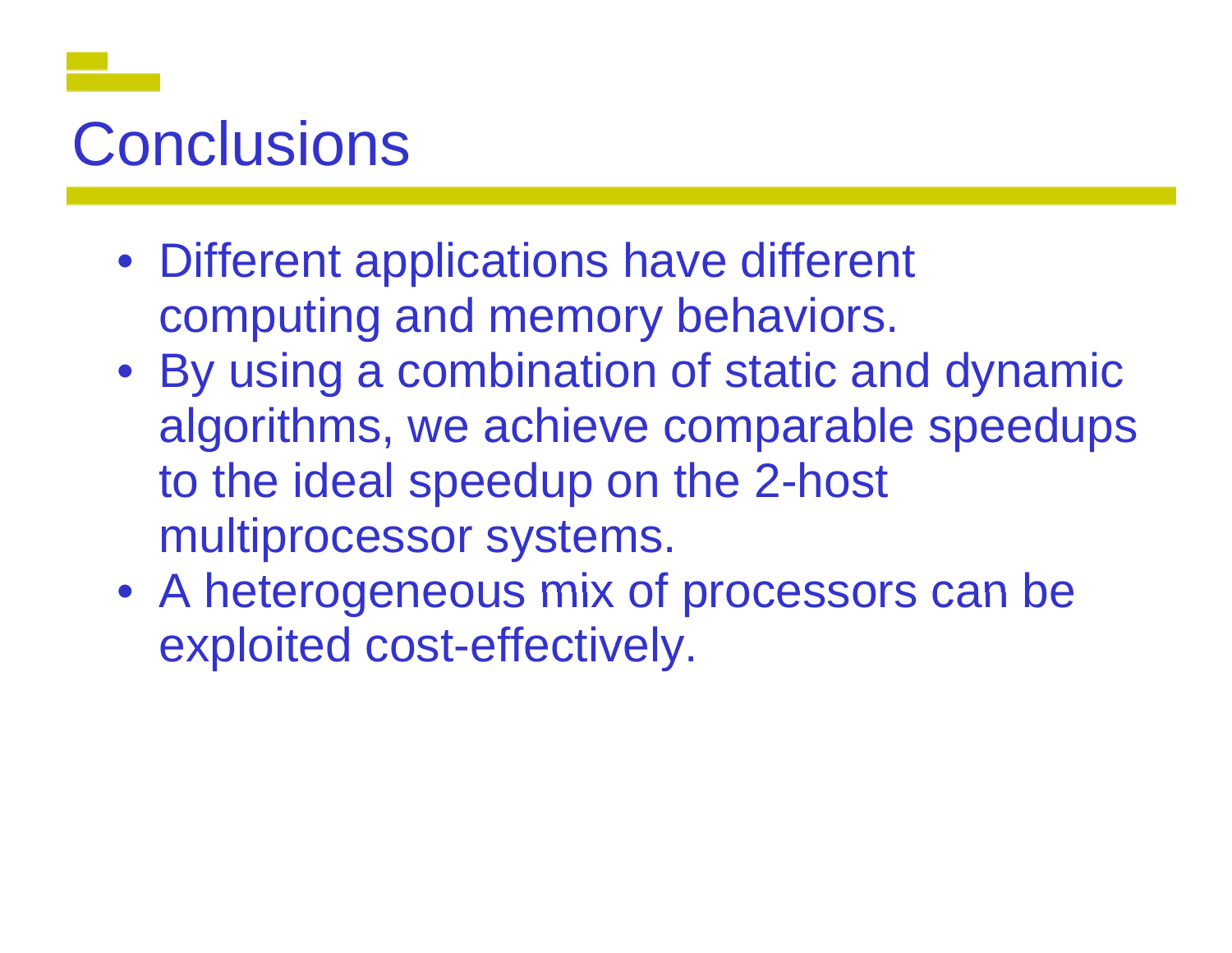# Conclusions

- Different applications have different computing and memory behaviors.
- By using a combination of static and dynamic algorithms, we achieve comparable speedups to the ideal speedup on the 2-host multiprocessor systems.
- A heterogeneous mix of processors can be exploited cost-effectively.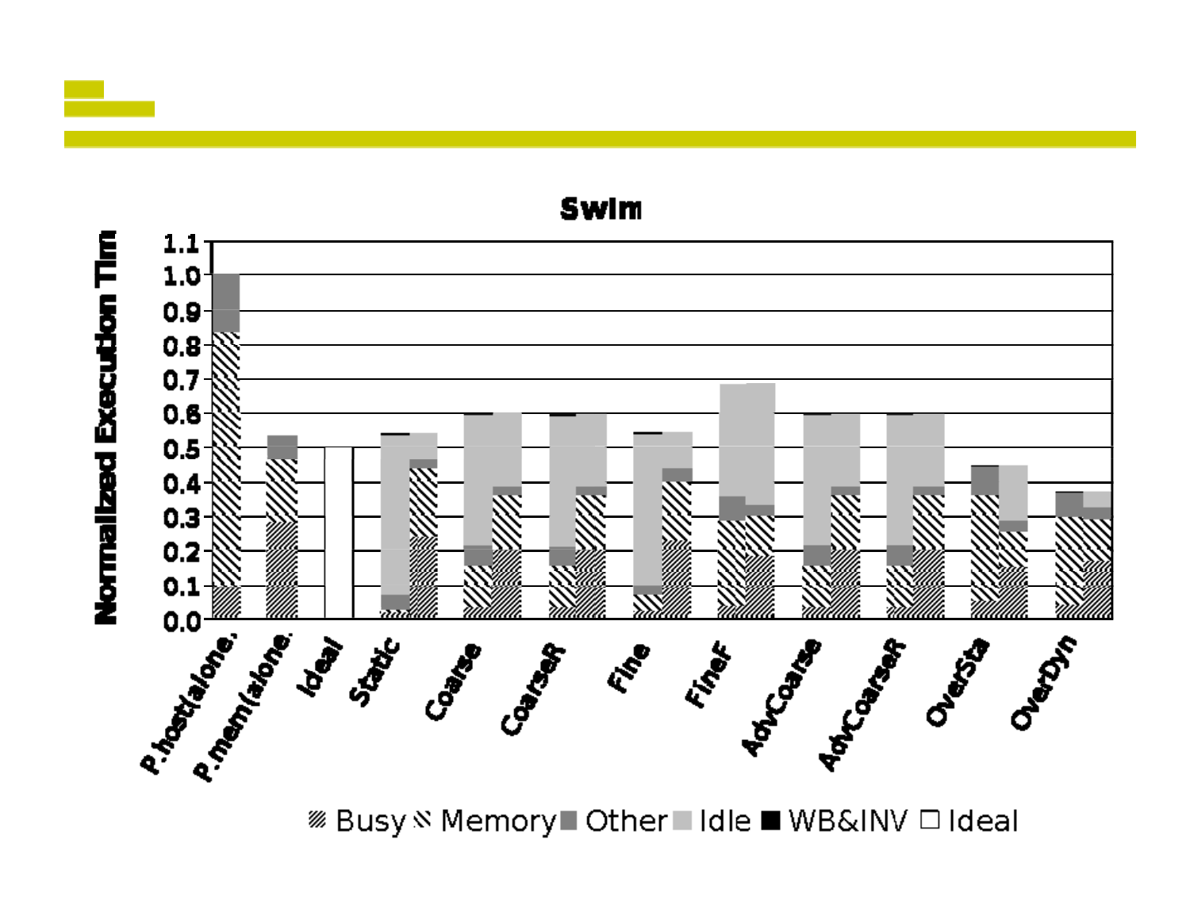**Swim**

Normalized Execution Tim

Busy · Memory · Other · Idle · WB&INV · Ideal

P.host(alone. · P.mem(alone. · Ideal · Static · Coarse · CoarseR · Fine · FineF · AdvCoarse · AdvCoarseR · OverSta · OverDyn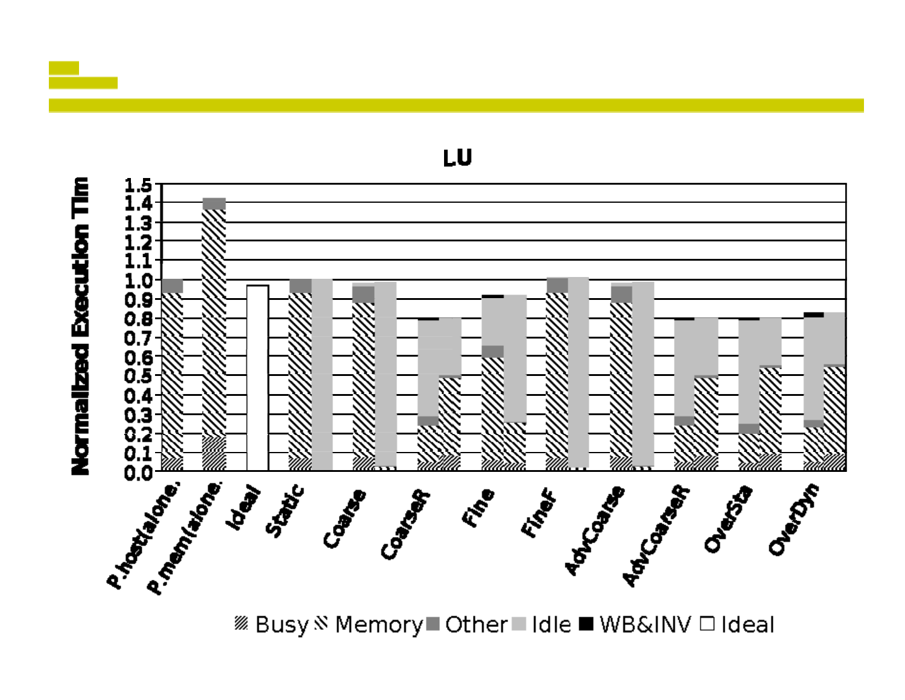LU

Normalized Execution Tim

1.5
1.4
1.3
1.2
1.1
1.0
0.9
0.8
0.7
0.6
0.5
0.4
0.3
0.2
0.1
0.0

P.host(alone.
P.mem(alone.
Ideal
Static
Coarse
CoarseR
Fine
FineF
AdvCoarse
AdvCoarseR
OverSta
OverDyn

Busy Memory Other Idle WB&INV Ideal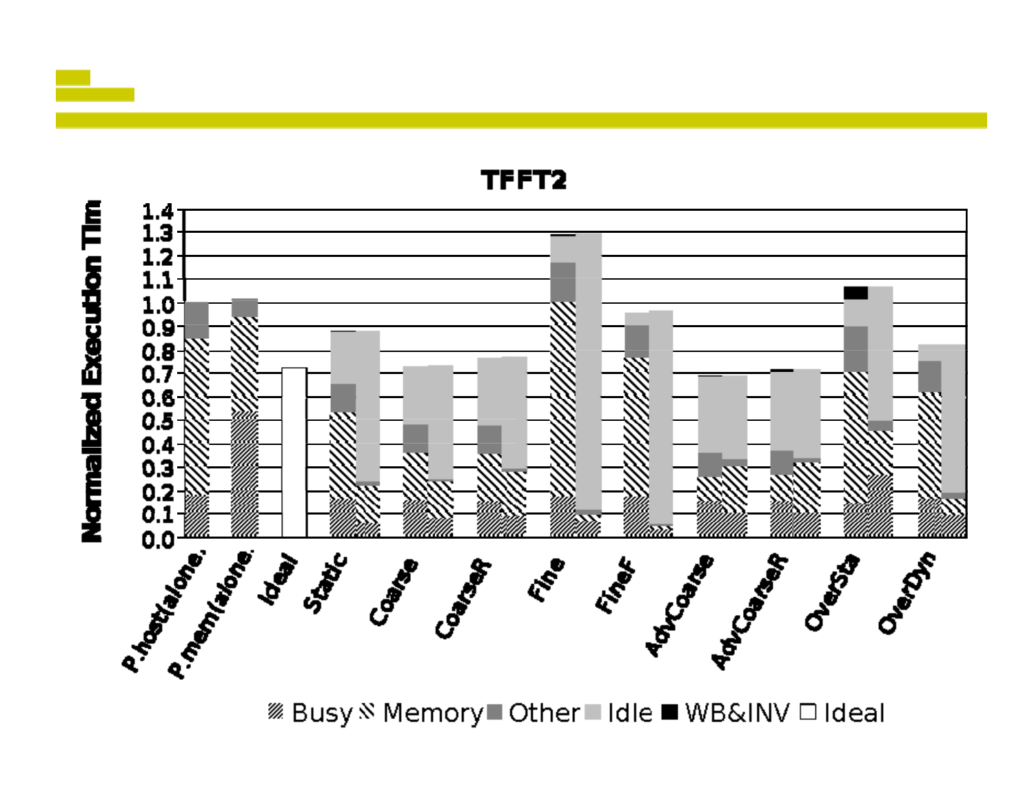## TFFT2

**Normalized Execution Tim**

| | Busy | Memory | Other | Idle | WB&INV | Ideal |
|---|---|---|---|---|---|---|
| P.host(alone. | | | | | | |
| P.mem(alone. | | | | | | |
| Ideal | | | | | | |
| Static | | | | | | |
| Coarse | | | | | | |
| CoarseR | | | | | | |
| Fine | | | | | | |
| FineF | | | | | | |
| AdvCoarse | | | | | | |
| AdvCoarseR | | | | | | |
| OverSta | | | | | | |
| OverDyn | | | | | | |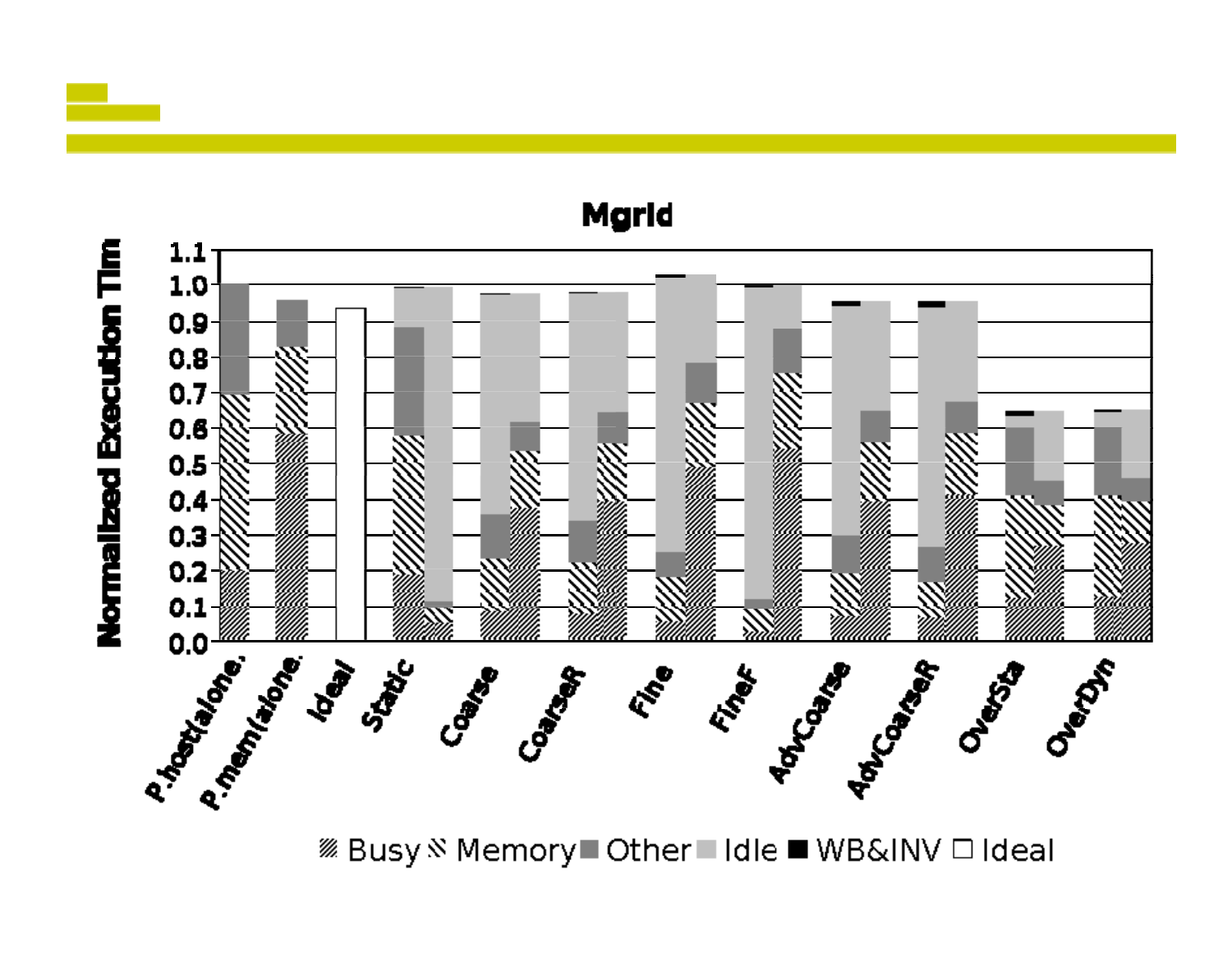Mgrid

Normalized Execution Tim

1.1
1.0
0.9
0.8
0.7
0.6
0.5
0.4
0.3
0.2
0.1
0.0

P.host(alone.
P.mem(alone.
Ideal
Static
Coarse
CoarseR
Fine
FineF
AdvCoarse
AdvCoarseR
OverSta
OverDyn

Busy Memory Other Idle WB&INV Ideal